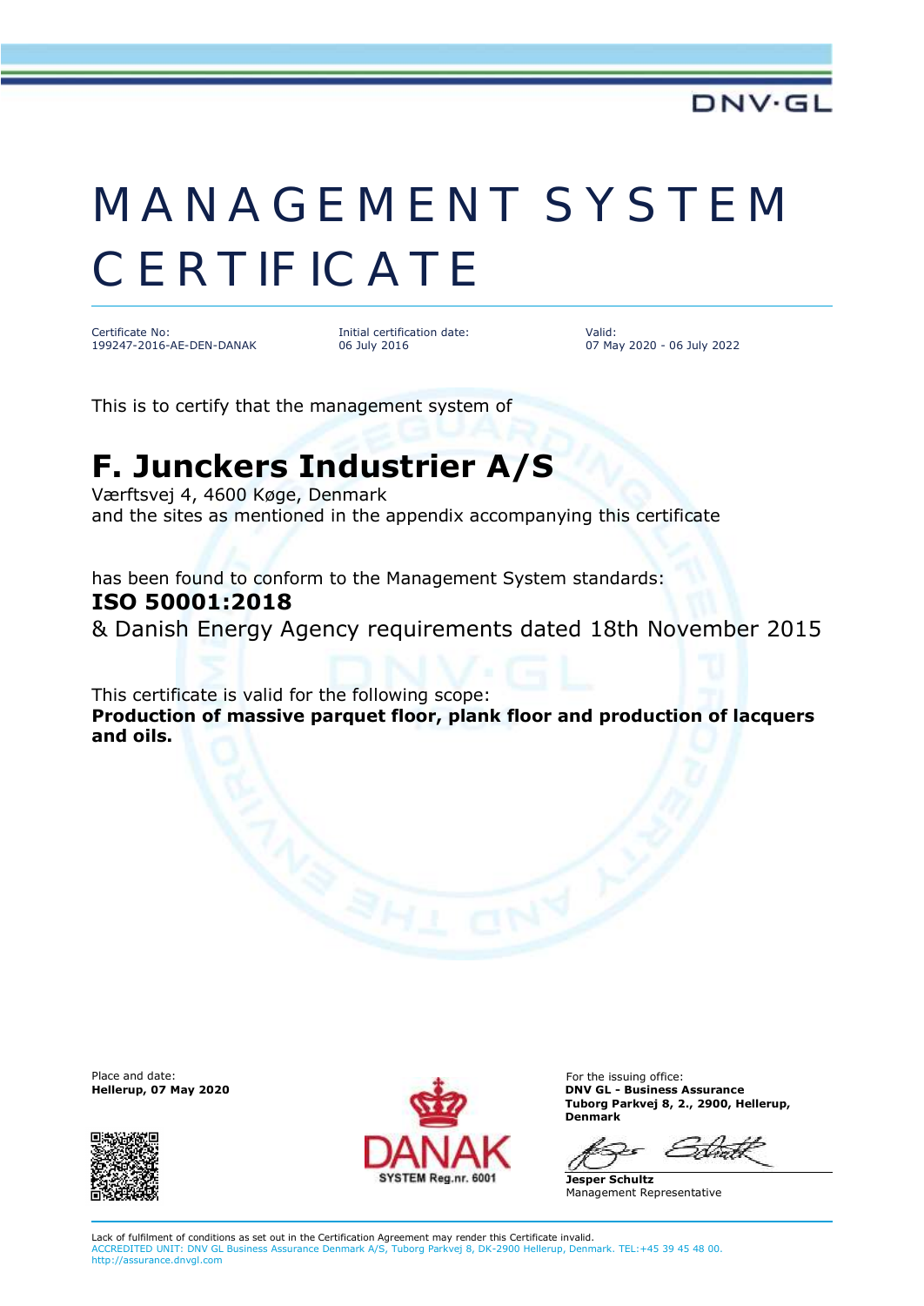DNV·GL

# MANAGEMENT SYSTEM CERTIFICATE

| Certificate No: | Initial certification date: | Valid: |
| --- | --- | --- |
| 199247-2016-AE-DEN-DANAK | 06 July 2016 | 07 May 2020 - 06 July 2022 |

This is to certify that the management system of

## F. Junckers Industrier A/S

Værftsvej 4, 4600 Køge, Denmark
and the sites as mentioned in the appendix accompanying this certificate

has been found to conform to the Management System standards:

**ISO 50001:2018**

& Danish Energy Agency requirements dated 18th November 2015

This certificate is valid for the following scope:
**Production of massive parquet floor, plank floor and production of lacquers and oils.**

Place and date:
**Hellerup, 07 May 2020**

DANAK
SYSTEM Reg.nr. 6001

For the issuing office:
**DNV GL - Business Assurance**
**Tuborg Parkvej 8, 2., 2900, Hellerup, Denmark**

**Jesper Schultz**
Management Representative

Lack of fulfilment of conditions as set out in the Certification Agreement may render this Certificate invalid.
ACCREDITED UNIT: DNV GL Business Assurance Denmark A/S, Tuborg Parkvej 8, DK-2900 Hellerup, Denmark. TEL:+45 39 45 48 00. http://assurance.dnvgl.com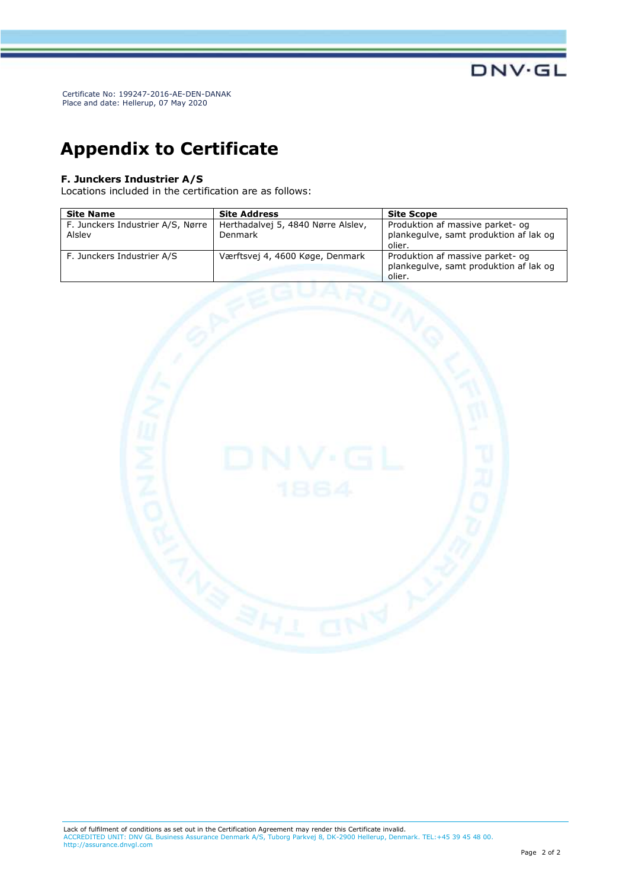Certificate No: 199247-2016-AE-DEN-DANAK
Place and date: Hellerup, 07 May 2020

# Appendix to Certificate

**F. Junckers Industrier A/S**
Locations included in the certification are as follows:

| Site Name | Site Address | Site Scope |
|---|---|---|
| F. Junckers Industrier A/S, Nørre Alslev | Herthadalvej 5, 4840 Nørre Alslev, Denmark | Produktion af massive parket- og plankegulve, samt produktion af lak og olier. |
| F. Junckers Industrier A/S | Værftsvej 4, 4600 Køge, Denmark | Produktion af massive parket- og plankegulve, samt produktion af lak og olier. |

Lack of fulfilment of conditions as set out in the Certification Agreement may render this Certificate invalid.
ACCREDITED UNIT: DNV GL Business Assurance Denmark A/S, Tuborg Parkvej 8, DK-2900 Hellerup, Denmark. TEL:+45 39 45 48 00. http://assurance.dnvgl.com